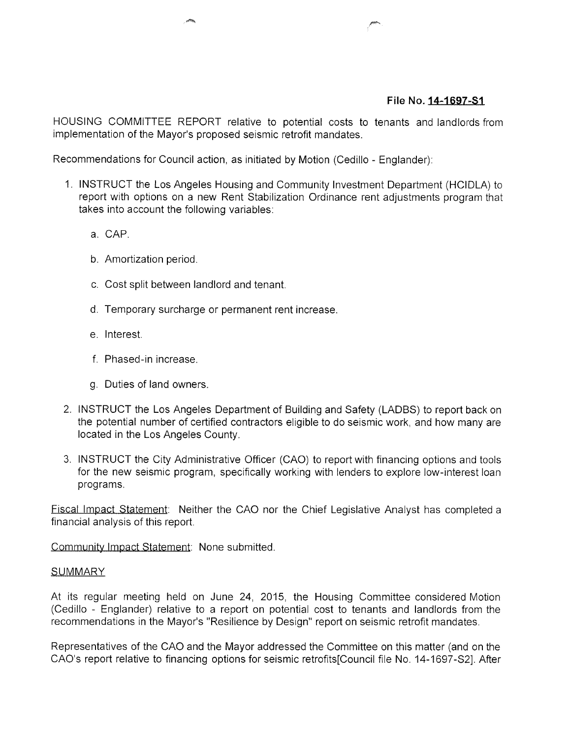**File No. 14-1697-S1**

HOUSING COMMITTEE REPORT relative to potential costs to tenants and landlords from implementation of the Mayor's proposed seismic retrofit mandates.

Recommendations for Council action, as initiated by Motion (Cedillo - Englander):

1. INSTRUCT the Los Angeles Housing and Community Investment Department (HCIDLA) to report with options on a new Rent Stabilization Ordinance rent adjustments program that takes into account the following variables:

   a. CAP.

   b. Amortization period.

   c. Cost split between landlord and tenant.

   d. Temporary surcharge or permanent rent increase.

   e. Interest.

   f. Phased-in increase.

   g. Duties of land owners.

2. INSTRUCT the Los Angeles Department of Building and Safety (LADBS) to report back on the potential number of certified contractors eligible to do seismic work, and how many are located in the Los Angeles County.

3. INSTRUCT the City Administrative Officer (CAO) to report with financing options and tools for the new seismic program, specifically working with lenders to explore low-interest loan programs.

Fiscal Impact Statement: Neither the CAO nor the Chief Legislative Analyst has completed a financial analysis of this report.

Community Impact Statement: None submitted.

SUMMARY

At its regular meeting held on June 24, 2015, the Housing Committee considered Motion (Cedillo - Englander) relative to a report on potential cost to tenants and landlords from the recommendations in the Mayor's "Resilience by Design" report on seismic retrofit mandates.

Representatives of the CAO and the Mayor addressed the Committee on this matter (and on the CAO's report relative to financing options for seismic retrofits[Council file No. 14-1697-S2]. After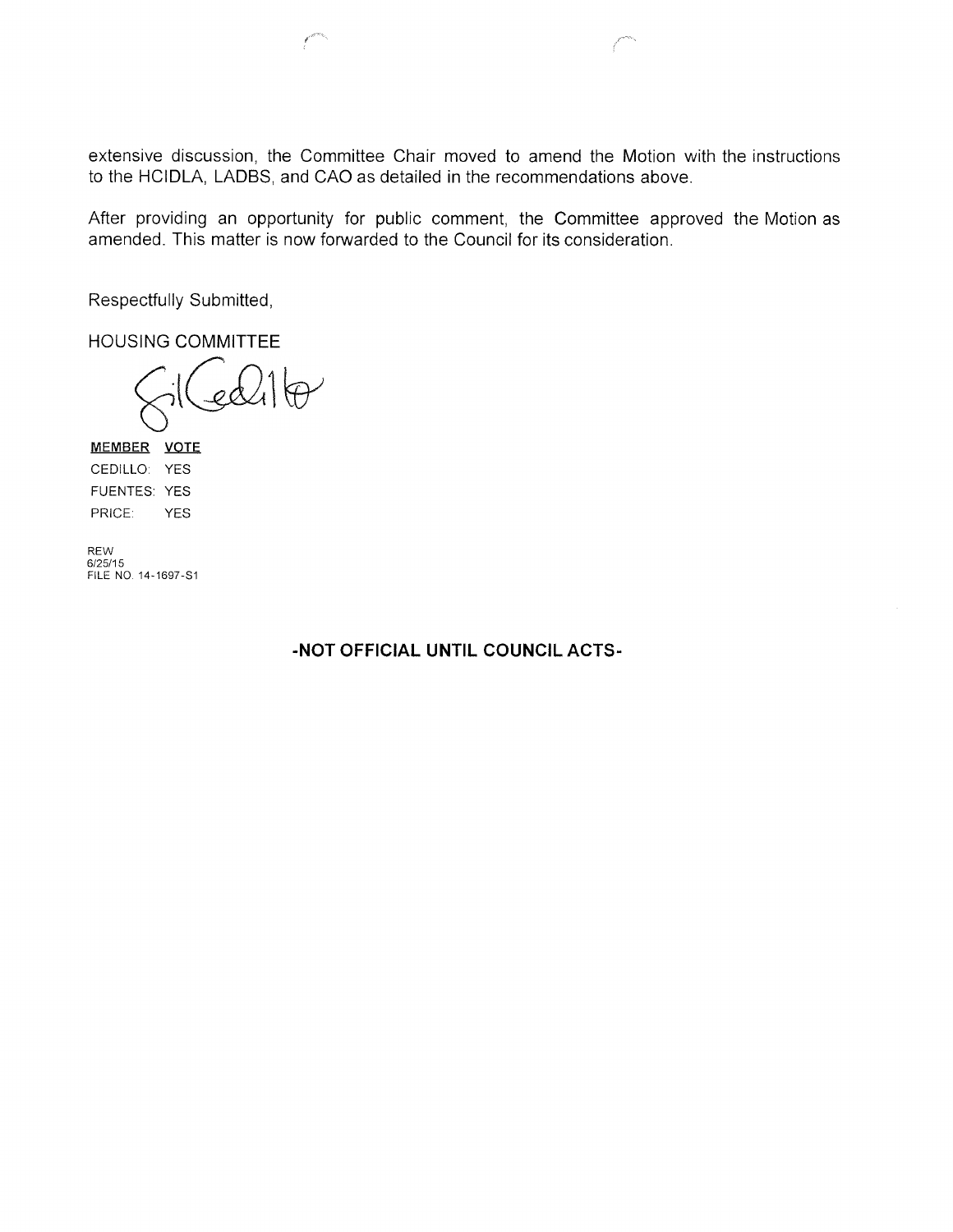extensive discussion, the Committee Chair moved to amend the Motion with the instructions to the HCIDLA, LADBS, and CAO as detailed in the recommendations above.

After providing an opportunity for public comment, the Committee approved the Motion as amended. This matter is now forwarded to the Council for its consideration.

Respectfully Submitted,

HOUSING COMMITTEE

| MEMBER | VOTE |
|---|---|
| CEDILLO: | YES |
| FUENTES: | YES |
| PRICE: | YES |

REW
6/25/15
FILE NO. 14-1697-S1

**-NOT OFFICIAL UNTIL COUNCIL ACTS-**